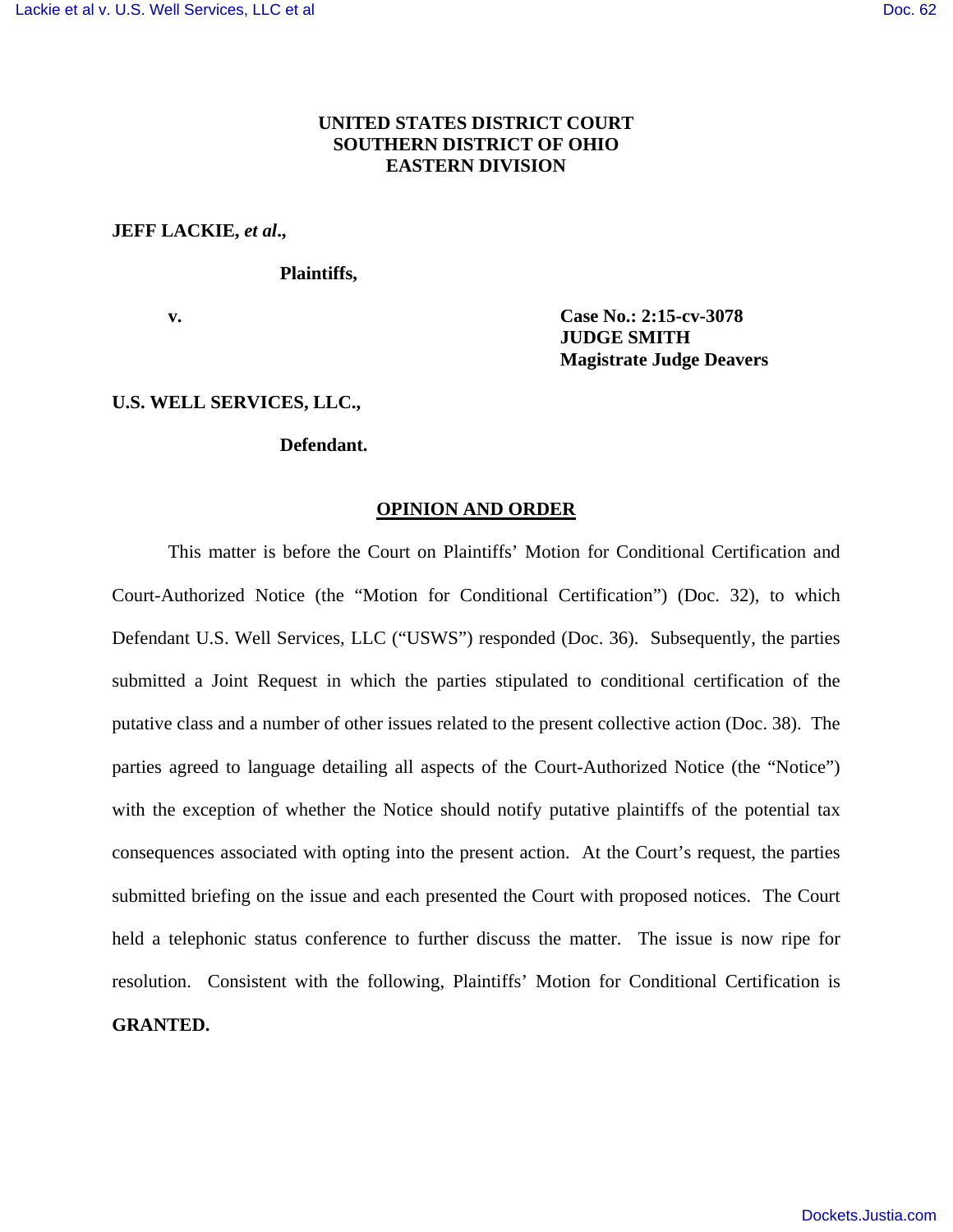**UNITED STATES DISTRICT COURT**
**SOUTHERN DISTRICT OF OHIO**
**EASTERN DIVISION**

**JEFF LACKIE, *et al*.,**

**Plaintiffs,**

**v.**

**Case No.: 2:15-cv-3078**
**JUDGE SMITH**
**Magistrate Judge Deavers**

**U.S. WELL SERVICES, LLC.,**

**Defendant.**

**OPINION AND ORDER**

This matter is before the Court on Plaintiffs' Motion for Conditional Certification and Court-Authorized Notice (the "Motion for Conditional Certification") (Doc. 32), to which Defendant U.S. Well Services, LLC ("USWS") responded (Doc. 36). Subsequently, the parties submitted a Joint Request in which the parties stipulated to conditional certification of the putative class and a number of other issues related to the present collective action (Doc. 38). The parties agreed to language detailing all aspects of the Court-Authorized Notice (the "Notice") with the exception of whether the Notice should notify putative plaintiffs of the potential tax consequences associated with opting into the present action. At the Court's request, the parties submitted briefing on the issue and each presented the Court with proposed notices. The Court held a telephonic status conference to further discuss the matter. The issue is now ripe for resolution. Consistent with the following, Plaintiffs' Motion for Conditional Certification is **GRANTED.**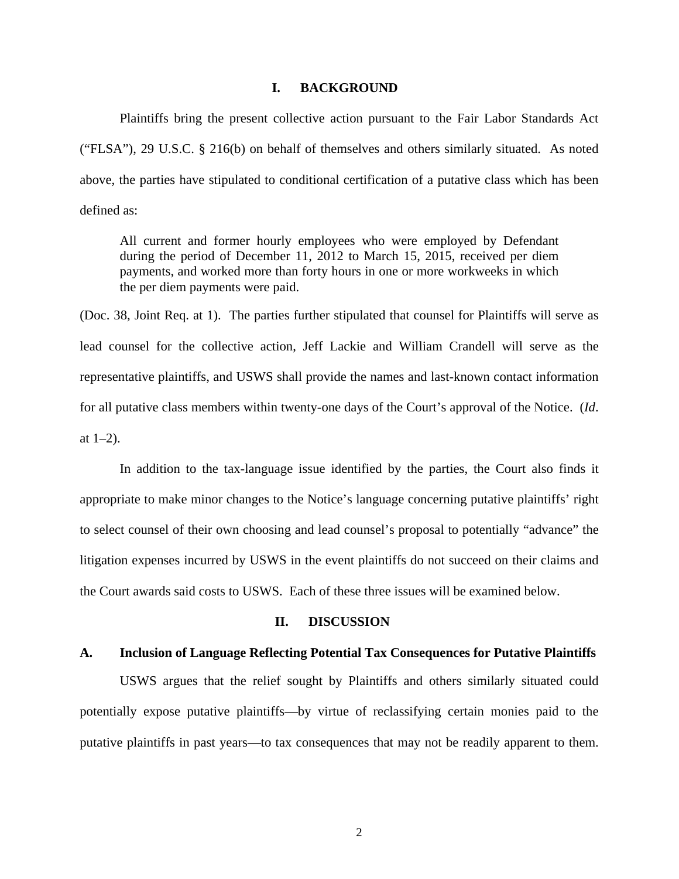## I. BACKGROUND

Plaintiffs bring the present collective action pursuant to the Fair Labor Standards Act ("FLSA"), 29 U.S.C. § 216(b) on behalf of themselves and others similarly situated. As noted above, the parties have stipulated to conditional certification of a putative class which has been defined as:

> All current and former hourly employees who were employed by Defendant during the period of December 11, 2012 to March 15, 2015, received per diem payments, and worked more than forty hours in one or more workweeks in which the per diem payments were paid.

(Doc. 38, Joint Req. at 1). The parties further stipulated that counsel for Plaintiffs will serve as lead counsel for the collective action, Jeff Lackie and William Crandell will serve as the representative plaintiffs, and USWS shall provide the names and last-known contact information for all putative class members within twenty-one days of the Court's approval of the Notice. (*Id*. at 1–2).

In addition to the tax-language issue identified by the parties, the Court also finds it appropriate to make minor changes to the Notice's language concerning putative plaintiffs' right to select counsel of their own choosing and lead counsel's proposal to potentially "advance" the litigation expenses incurred by USWS in the event plaintiffs do not succeed on their claims and the Court awards said costs to USWS. Each of these three issues will be examined below.

## II. DISCUSSION

### A. Inclusion of Language Reflecting Potential Tax Consequences for Putative Plaintiffs

USWS argues that the relief sought by Plaintiffs and others similarly situated could potentially expose putative plaintiffs—by virtue of reclassifying certain monies paid to the putative plaintiffs in past years—to tax consequences that may not be readily apparent to them.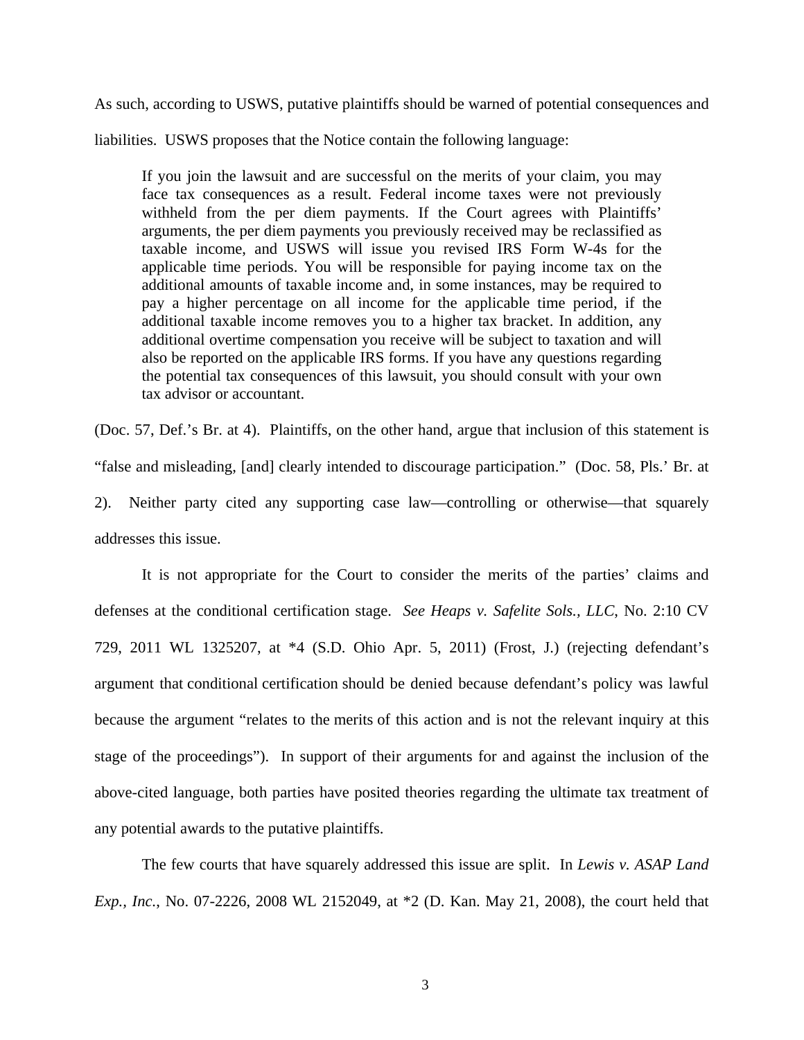As such, according to USWS, putative plaintiffs should be warned of potential consequences and liabilities. USWS proposes that the Notice contain the following language:

> If you join the lawsuit and are successful on the merits of your claim, you may face tax consequences as a result. Federal income taxes were not previously withheld from the per diem payments. If the Court agrees with Plaintiffs' arguments, the per diem payments you previously received may be reclassified as taxable income, and USWS will issue you revised IRS Form W-4s for the applicable time periods. You will be responsible for paying income tax on the additional amounts of taxable income and, in some instances, may be required to pay a higher percentage on all income for the applicable time period, if the additional taxable income removes you to a higher tax bracket. In addition, any additional overtime compensation you receive will be subject to taxation and will also be reported on the applicable IRS forms. If you have any questions regarding the potential tax consequences of this lawsuit, you should consult with your own tax advisor or accountant.

(Doc. 57, Def.'s Br. at 4). Plaintiffs, on the other hand, argue that inclusion of this statement is "false and misleading, [and] clearly intended to discourage participation." (Doc. 58, Pls.' Br. at 2). Neither party cited any supporting case law—controlling or otherwise—that squarely addresses this issue.

It is not appropriate for the Court to consider the merits of the parties' claims and defenses at the conditional certification stage. *See Heaps v. Safelite Sols., LLC*, No. 2:10 CV 729, 2011 WL 1325207, at *4 (S.D. Ohio Apr. 5, 2011) (Frost, J.) (rejecting defendant's argument that conditional certification should be denied because defendant's policy was lawful because the argument "relates to the merits of this action and is not the relevant inquiry at this stage of the proceedings"). In support of their arguments for and against the inclusion of the above-cited language, both parties have posited theories regarding the ultimate tax treatment of any potential awards to the putative plaintiffs.

The few courts that have squarely addressed this issue are split. In *Lewis v. ASAP Land Exp., Inc.*, No. 07-2226, 2008 WL 2152049, at *2 (D. Kan. May 21, 2008), the court held that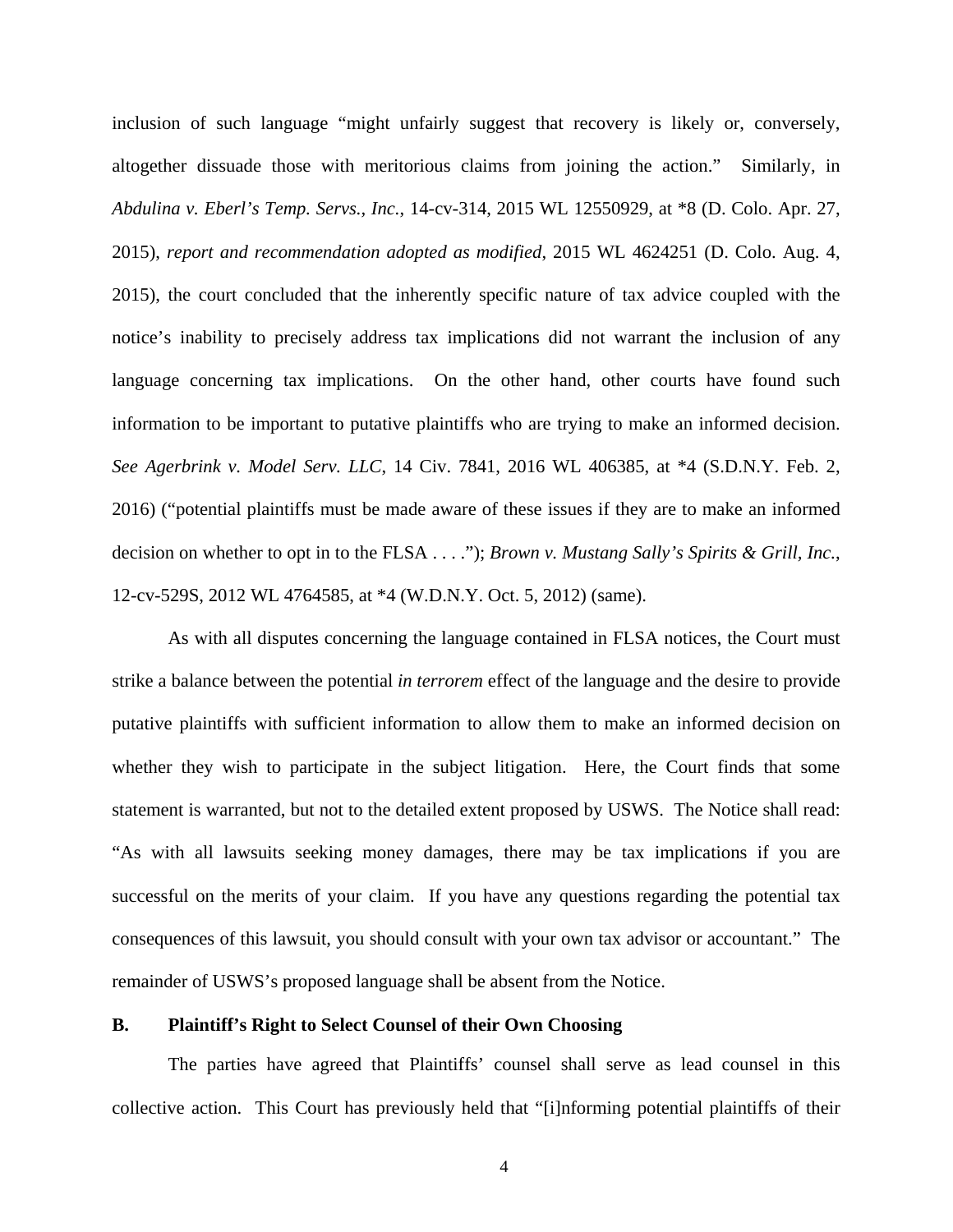inclusion of such language "might unfairly suggest that recovery is likely or, conversely, altogether dissuade those with meritorious claims from joining the action." Similarly, in *Abdulina v. Eberl's Temp. Servs., Inc.*, 14-cv-314, 2015 WL 12550929, at *8 (D. Colo. Apr. 27, 2015), *report and recommendation adopted as modified*, 2015 WL 4624251 (D. Colo. Aug. 4, 2015), the court concluded that the inherently specific nature of tax advice coupled with the notice's inability to precisely address tax implications did not warrant the inclusion of any language concerning tax implications. On the other hand, other courts have found such information to be important to putative plaintiffs who are trying to make an informed decision. *See Agerbrink v. Model Serv. LLC*, 14 Civ. 7841, 2016 WL 406385, at *4 (S.D.N.Y. Feb. 2, 2016) ("potential plaintiffs must be made aware of these issues if they are to make an informed decision on whether to opt in to the FLSA . . . ."); *Brown v. Mustang Sally's Spirits & Grill, Inc.*, 12-cv-529S, 2012 WL 4764585, at *4 (W.D.N.Y. Oct. 5, 2012) (same).

As with all disputes concerning the language contained in FLSA notices, the Court must strike a balance between the potential *in terrorem* effect of the language and the desire to provide putative plaintiffs with sufficient information to allow them to make an informed decision on whether they wish to participate in the subject litigation. Here, the Court finds that some statement is warranted, but not to the detailed extent proposed by USWS. The Notice shall read: "As with all lawsuits seeking money damages, there may be tax implications if you are successful on the merits of your claim. If you have any questions regarding the potential tax consequences of this lawsuit, you should consult with your own tax advisor or accountant." The remainder of USWS's proposed language shall be absent from the Notice.

**B. Plaintiff's Right to Select Counsel of their Own Choosing**

The parties have agreed that Plaintiffs' counsel shall serve as lead counsel in this collective action. This Court has previously held that "[i]nforming potential plaintiffs of their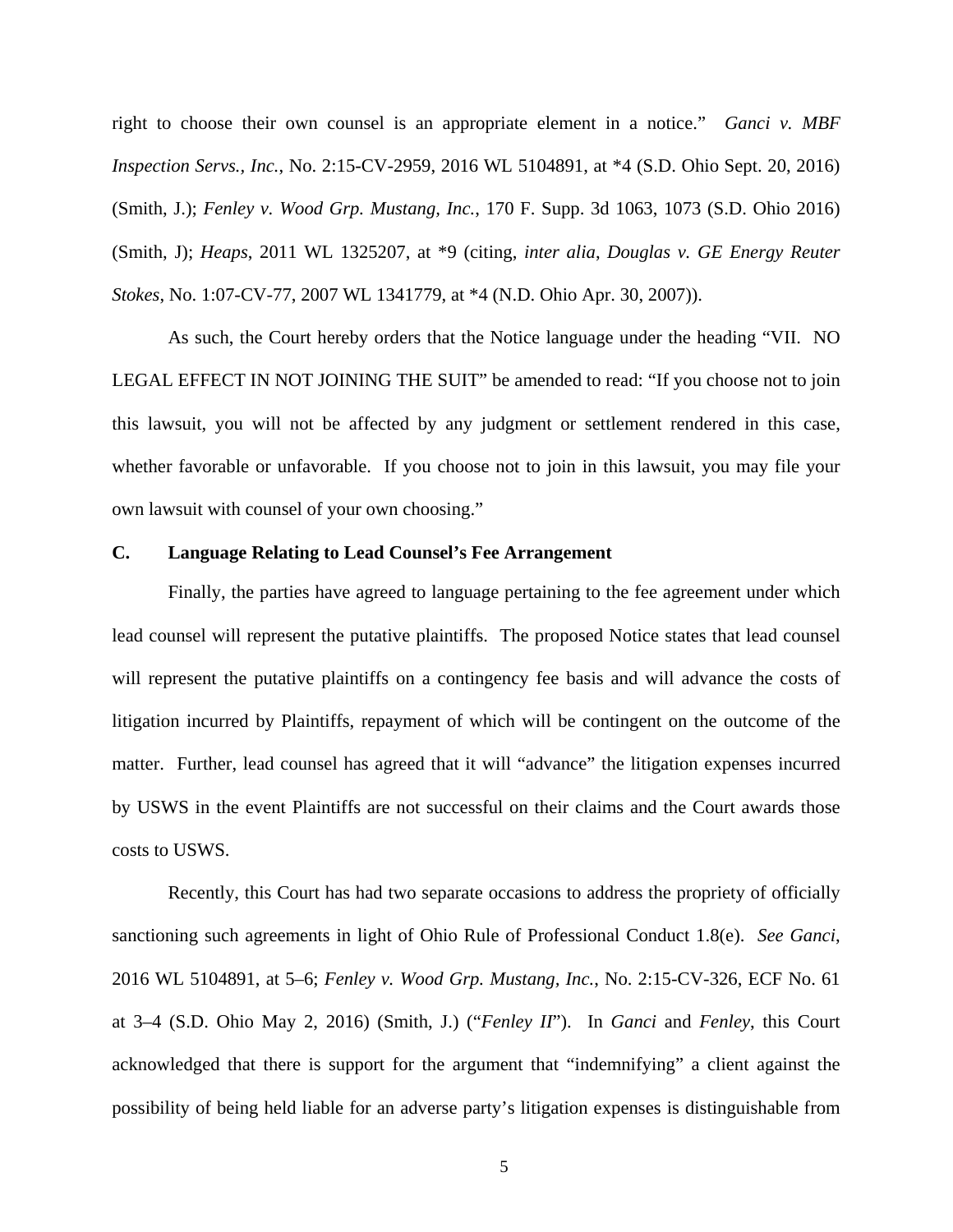right to choose their own counsel is an appropriate element in a notice." *Ganci v. MBF Inspection Servs., Inc.*, No. 2:15-CV-2959, 2016 WL 5104891, at *4 (S.D. Ohio Sept. 20, 2016) (Smith, J.); *Fenley v. Wood Grp. Mustang, Inc.*, 170 F. Supp. 3d 1063, 1073 (S.D. Ohio 2016) (Smith, J); *Heaps*, 2011 WL 1325207, at *9 (citing, *inter alia*, *Douglas v. GE Energy Reuter Stokes*, No. 1:07-CV-77, 2007 WL 1341779, at *4 (N.D. Ohio Apr. 30, 2007)).

As such, the Court hereby orders that the Notice language under the heading "VII. NO LEGAL EFFECT IN NOT JOINING THE SUIT" be amended to read: "If you choose not to join this lawsuit, you will not be affected by any judgment or settlement rendered in this case, whether favorable or unfavorable. If you choose not to join in this lawsuit, you may file your own lawsuit with counsel of your own choosing."

### C. Language Relating to Lead Counsel's Fee Arrangement

Finally, the parties have agreed to language pertaining to the fee agreement under which lead counsel will represent the putative plaintiffs. The proposed Notice states that lead counsel will represent the putative plaintiffs on a contingency fee basis and will advance the costs of litigation incurred by Plaintiffs, repayment of which will be contingent on the outcome of the matter. Further, lead counsel has agreed that it will "advance" the litigation expenses incurred by USWS in the event Plaintiffs are not successful on their claims and the Court awards those costs to USWS.

Recently, this Court has had two separate occasions to address the propriety of officially sanctioning such agreements in light of Ohio Rule of Professional Conduct 1.8(e). *See Ganci*, 2016 WL 5104891, at 5–6; *Fenley v. Wood Grp. Mustang, Inc.*, No. 2:15-CV-326, ECF No. 61 at 3–4 (S.D. Ohio May 2, 2016) (Smith, J.) ("*Fenley II*"). In *Ganci* and *Fenley*, this Court acknowledged that there is support for the argument that "indemnifying" a client against the possibility of being held liable for an adverse party's litigation expenses is distinguishable from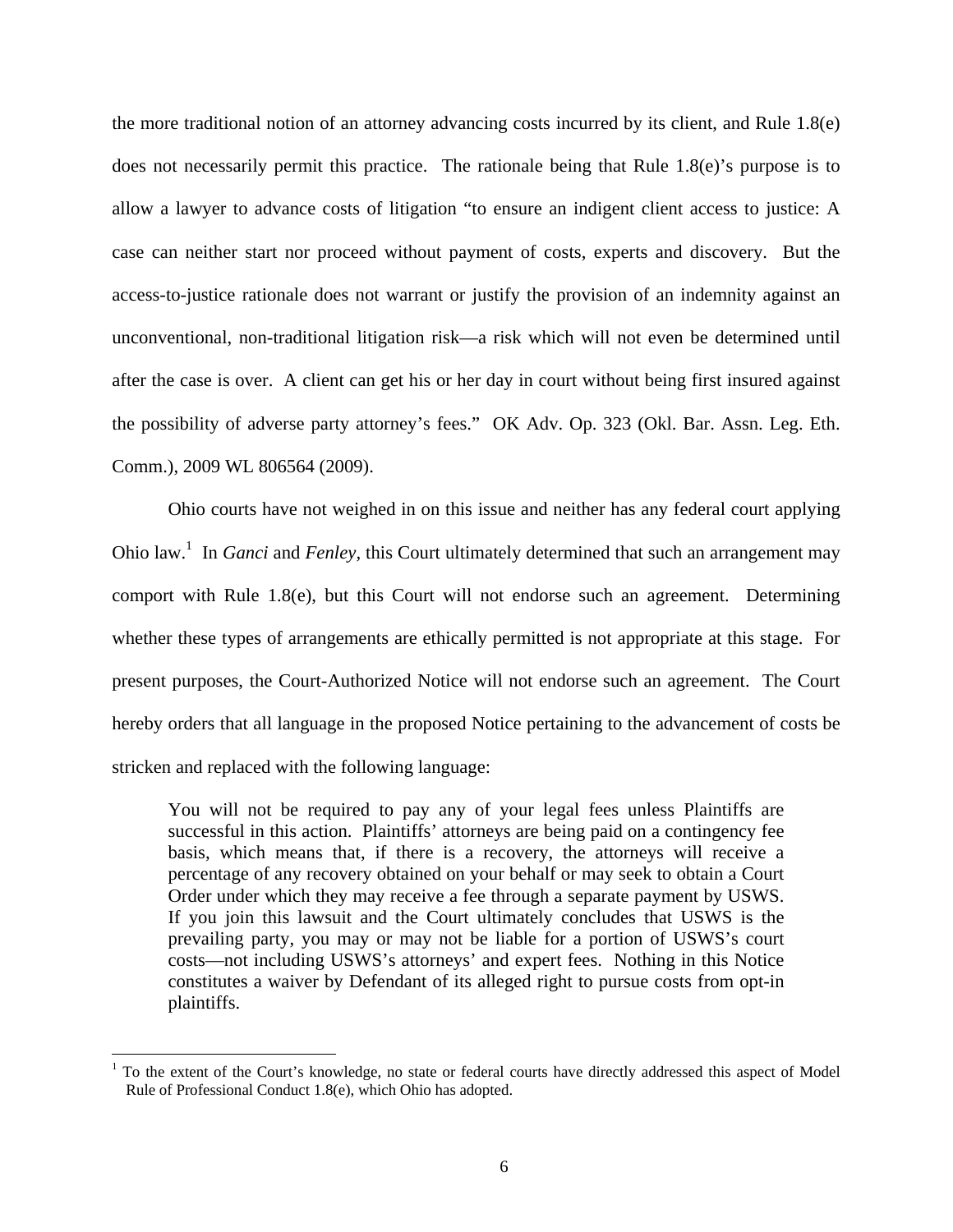the more traditional notion of an attorney advancing costs incurred by its client, and Rule 1.8(e) does not necessarily permit this practice. The rationale being that Rule 1.8(e)'s purpose is to allow a lawyer to advance costs of litigation "to ensure an indigent client access to justice: A case can neither start nor proceed without payment of costs, experts and discovery. But the access-to-justice rationale does not warrant or justify the provision of an indemnity against an unconventional, non-traditional litigation risk—a risk which will not even be determined until after the case is over. A client can get his or her day in court without being first insured against the possibility of adverse party attorney's fees." OK Adv. Op. 323 (Okl. Bar. Assn. Leg. Eth. Comm.), 2009 WL 806564 (2009).

Ohio courts have not weighed in on this issue and neither has any federal court applying Ohio law.[1] In *Ganci* and *Fenley*, this Court ultimately determined that such an arrangement may comport with Rule 1.8(e), but this Court will not endorse such an agreement. Determining whether these types of arrangements are ethically permitted is not appropriate at this stage. For present purposes, the Court-Authorized Notice will not endorse such an agreement. The Court hereby orders that all language in the proposed Notice pertaining to the advancement of costs be stricken and replaced with the following language:

> You will not be required to pay any of your legal fees unless Plaintiffs are successful in this action. Plaintiffs' attorneys are being paid on a contingency fee basis, which means that, if there is a recovery, the attorneys will receive a percentage of any recovery obtained on your behalf or may seek to obtain a Court Order under which they may receive a fee through a separate payment by USWS. If you join this lawsuit and the Court ultimately concludes that USWS is the prevailing party, you may or may not be liable for a portion of USWS's court costs—not including USWS's attorneys' and expert fees. Nothing in this Notice constitutes a waiver by Defendant of its alleged right to pursue costs from opt-in plaintiffs.

[1] To the extent of the Court's knowledge, no state or federal courts have directly addressed this aspect of Model Rule of Professional Conduct 1.8(e), which Ohio has adopted.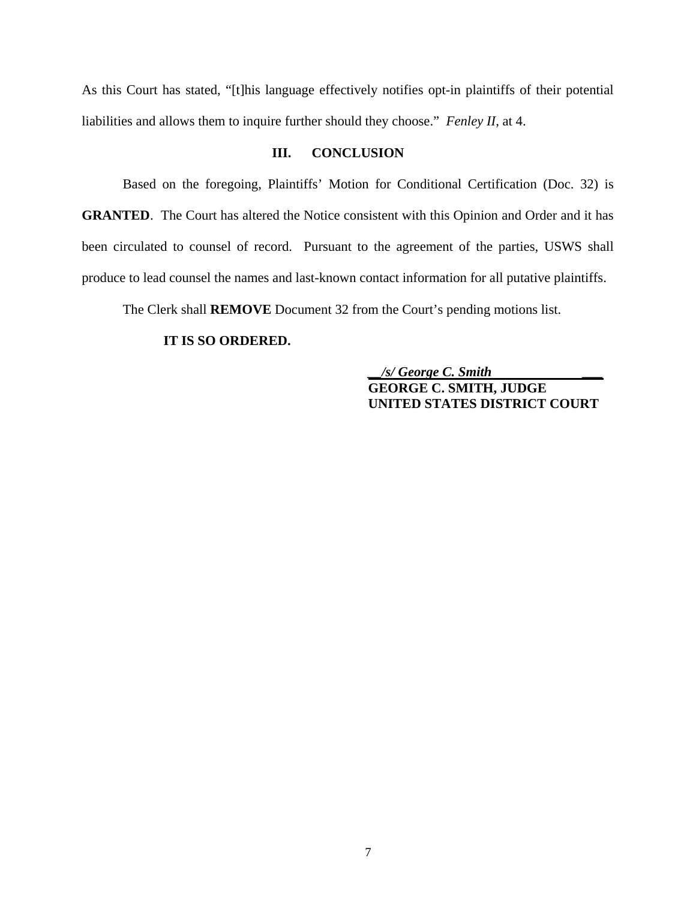As this Court has stated, "[t]his language effectively notifies opt-in plaintiffs of their potential liabilities and allows them to inquire further should they choose." *Fenley II*, at 4.

## III. CONCLUSION

Based on the foregoing, Plaintiffs' Motion for Conditional Certification (Doc. 32) is **GRANTED**. The Court has altered the Notice consistent with this Opinion and Order and it has been circulated to counsel of record. Pursuant to the agreement of the parties, USWS shall produce to lead counsel the names and last-known contact information for all putative plaintiffs.

The Clerk shall **REMOVE** Document 32 from the Court's pending motions list.

**IT IS SO ORDERED.**

***/s/ George C. Smith***
**GEORGE C. SMITH, JUDGE**
**UNITED STATES DISTRICT COURT**